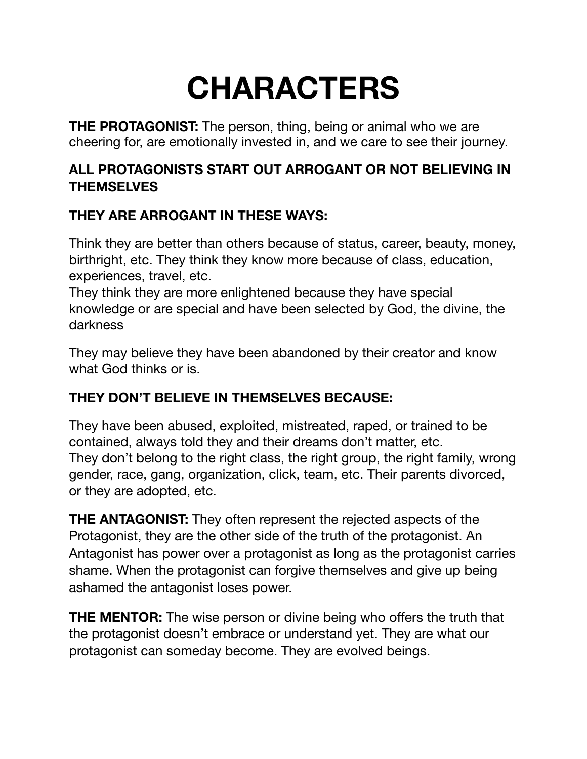# CHARACTERS

**THE PROTAGONIST:** The person, thing, being or animal who we are cheering for, are emotionally invested in, and we care to see their journey.

**ALL PROTAGONISTS START OUT ARROGANT OR NOT BELIEVING IN THEMSELVES**

**THEY ARE ARROGANT IN THESE WAYS:**

Think they are better than others because of status, career, beauty, money, birthright, etc. They think they know more because of class, education, experiences, travel, etc.
They think they are more enlightened because they have special knowledge or are special and have been selected by God, the divine, the darkness

They may believe they have been abandoned by their creator and know what God thinks or is.

**THEY DON'T BELIEVE IN THEMSELVES BECAUSE:**

They have been abused, exploited, mistreated, raped, or trained to be contained, always told they and their dreams don't matter, etc.
They don't belong to the right class, the right group, the right family, wrong gender, race, gang, organization, click, team, etc. Their parents divorced, or they are adopted, etc.

**THE ANTAGONIST:** They often represent the rejected aspects of the Protagonist, they are the other side of the truth of the protagonist. An Antagonist has power over a protagonist as long as the protagonist carries shame. When the protagonist can forgive themselves and give up being ashamed the antagonist loses power.

**THE MENTOR:** The wise person or divine being who offers the truth that the protagonist doesn't embrace or understand yet. They are what our protagonist can someday become. They are evolved beings.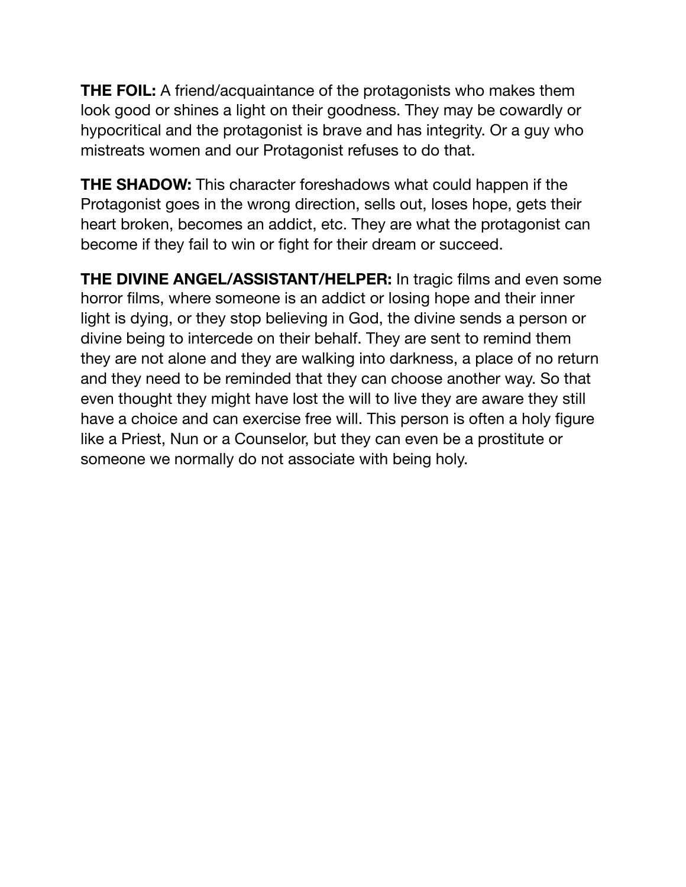**THE FOIL:** A friend/acquaintance of the protagonists who makes them look good or shines a light on their goodness. They may be cowardly or hypocritical and the protagonist is brave and has integrity. Or a guy who mistreats women and our Protagonist refuses to do that.

**THE SHADOW:** This character foreshadows what could happen if the Protagonist goes in the wrong direction, sells out, loses hope, gets their heart broken, becomes an addict, etc. They are what the protagonist can become if they fail to win or fight for their dream or succeed.

**THE DIVINE ANGEL/ASSISTANT/HELPER:** In tragic films and even some horror films, where someone is an addict or losing hope and their inner light is dying, or they stop believing in God, the divine sends a person or divine being to intercede on their behalf. They are sent to remind them they are not alone and they are walking into darkness, a place of no return and they need to be reminded that they can choose another way. So that even thought they might have lost the will to live they are aware they still have a choice and can exercise free will. This person is often a holy figure like a Priest, Nun or a Counselor, but they can even be a prostitute or someone we normally do not associate with being holy.